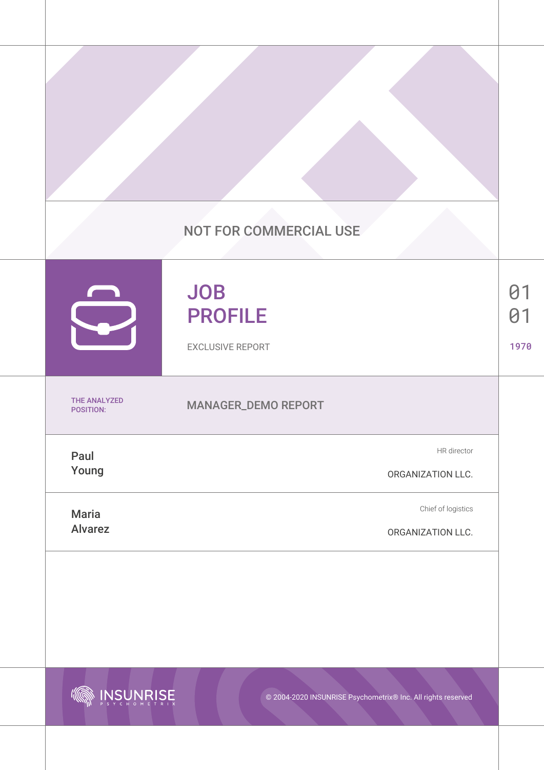NOT FOR COMMERCIAL USE

# JOB PROFILE

EXCLUSIVE REPORT

01
01
1970

THE ANALYZED POSITION: MANAGER_DEMO REPORT

Paul Young
HR director
ORGANIZATION LLC.

Maria Alvarez
Chief of logistics
ORGANIZATION LLC.

INSUNRISE PSYCHOMETRIX

© 2004-2020 INSUNRISE Psychometrix® Inc. All rights reserved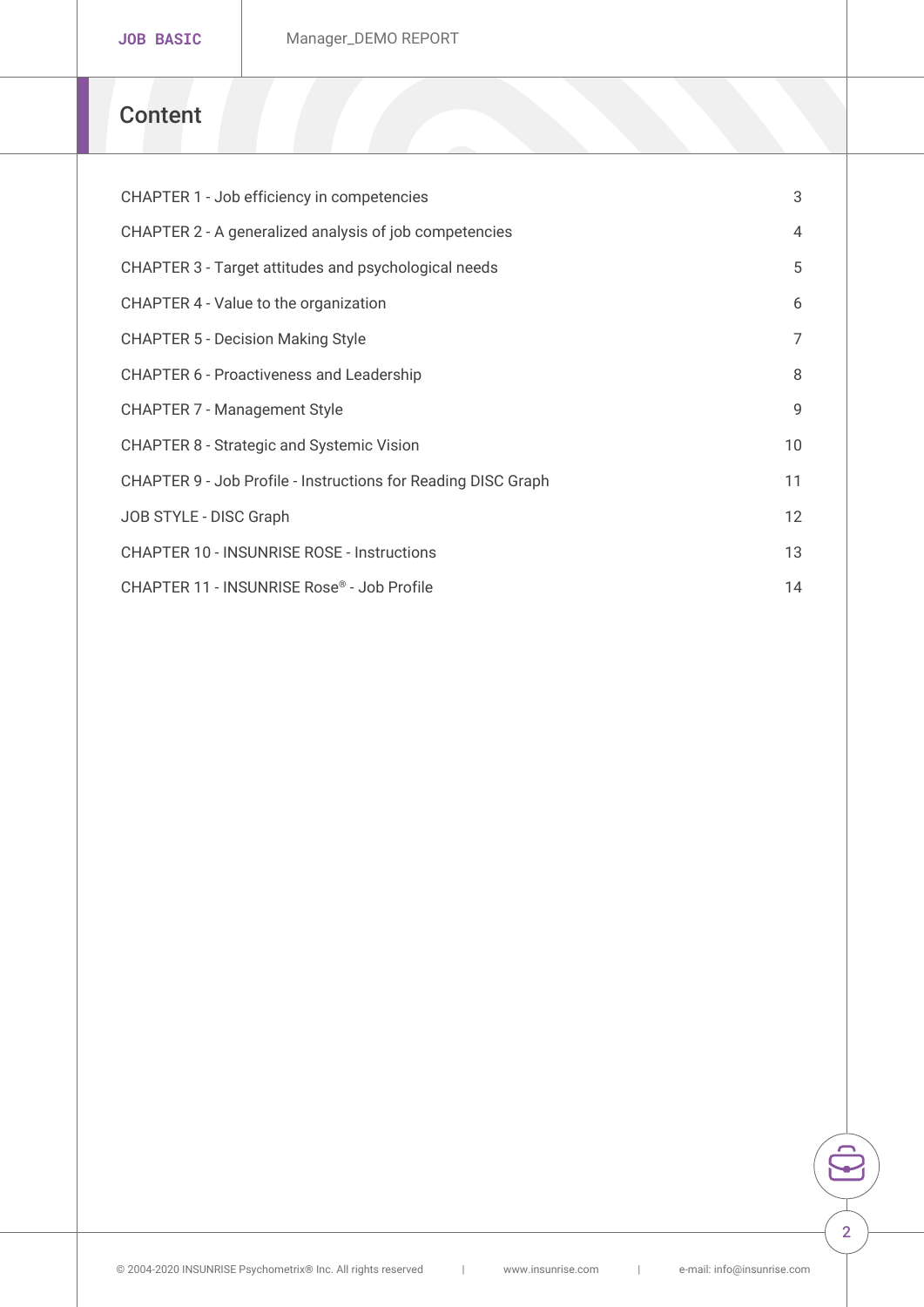# Content

| | |
|---|---|
| CHAPTER 1 - Job efficiency in competencies | 3 |
| CHAPTER 2 - A generalized analysis of job competencies | 4 |
| CHAPTER 3 - Target attitudes and psychological needs | 5 |
| CHAPTER 4 - Value to the organization | 6 |
| CHAPTER 5 - Decision Making Style | 7 |
| CHAPTER 6 - Proactiveness and Leadership | 8 |
| CHAPTER 7 - Management Style | 9 |
| CHAPTER 8 - Strategic and Systemic Vision | 10 |
| CHAPTER 9 - Job Profile - Instructions for Reading DISC Graph | 11 |
| JOB STYLE - DISC Graph | 12 |
| CHAPTER 10 - INSUNRISE ROSE - Instructions | 13 |
| CHAPTER 11 - INSUNRISE Rose® - Job Profile | 14 |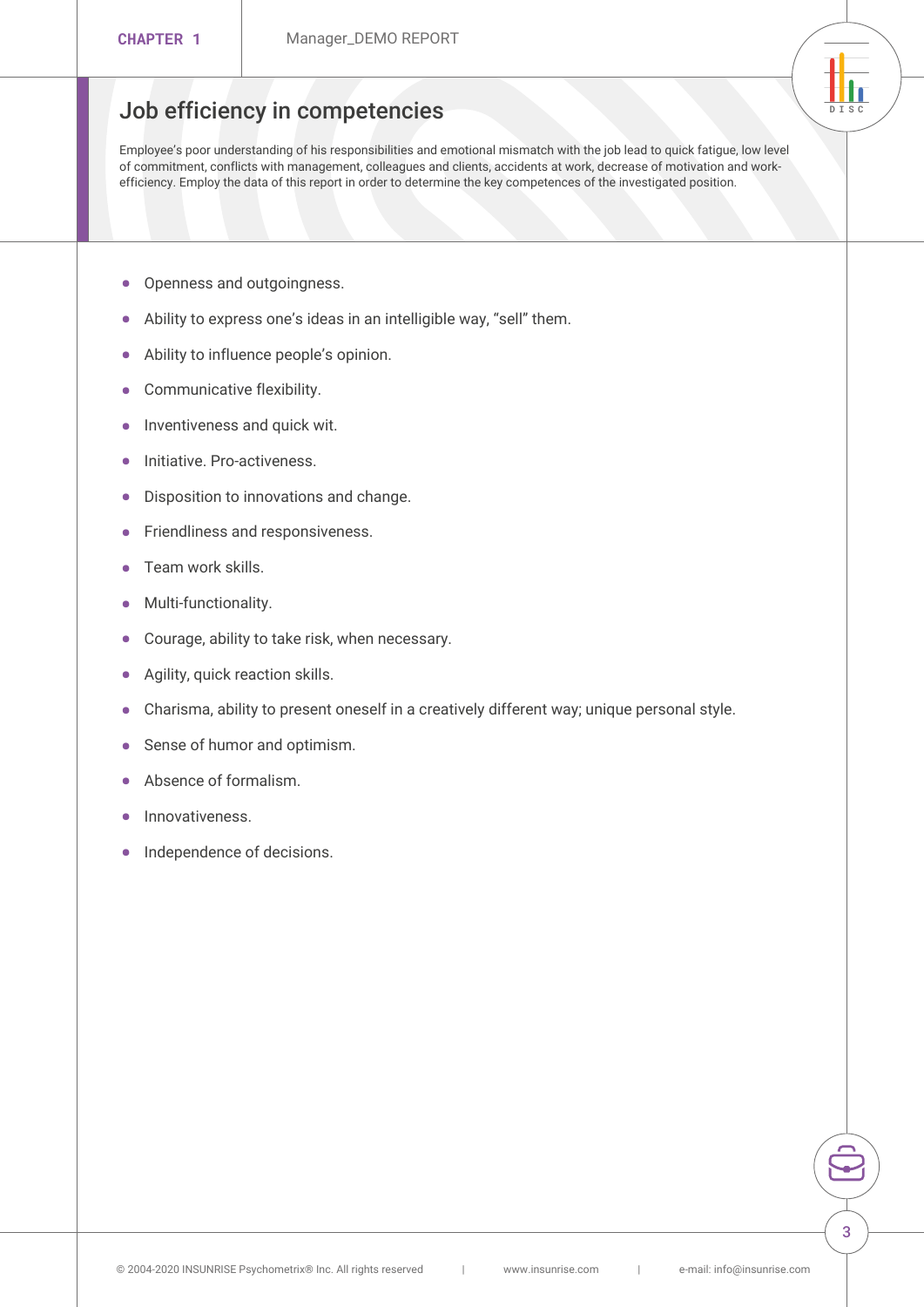## Job efficiency in competencies

Employee's poor understanding of his responsibilities and emotional mismatch with the job lead to quick fatigue, low level of commitment, conflicts with management, colleagues and clients, accidents at work, decrease of motivation and work-efficiency. Employ the data of this report in order to determine the key competences of the investigated position.

- Openness and outgoingness.
- Ability to express one's ideas in an intelligible way, "sell" them.
- Ability to influence people's opinion.
- Communicative flexibility.
- Inventiveness and quick wit.
- Initiative. Pro-activeness.
- Disposition to innovations and change.
- Friendliness and responsiveness.
- Team work skills.
- Multi-functionality.
- Courage, ability to take risk, when necessary.
- Agility, quick reaction skills.
- Charisma, ability to present oneself in a creatively different way; unique personal style.
- Sense of humor and optimism.
- Absence of formalism.
- Innovativeness.
- Independence of decisions.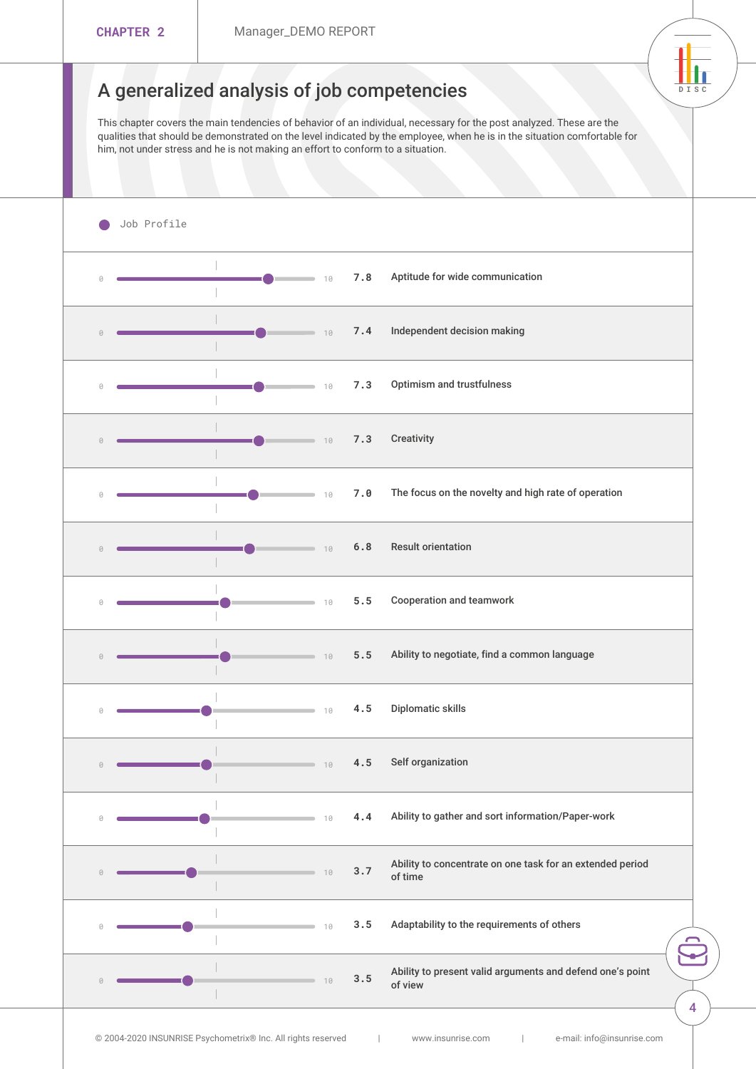## A generalized analysis of job competencies

This chapter covers the main tendencies of behavior of an individual, necessary for the post analyzed. These are the qualities that should be demonstrated on the level indicated by the employee, when he is in the situation comfortable for him, not under stress and he is not making an effort to conform to a situation.

● Job Profile

| Score (0–10) | Competency |
|---|---|
| 7.8 | Aptitude for wide communication |
| 7.4 | Independent decision making |
| 7.3 | Optimism and trustfulness |
| 7.3 | Creativity |
| 7.0 | The focus on the novelty and high rate of operation |
| 6.8 | Result orientation |
| 5.5 | Cooperation and teamwork |
| 5.5 | Ability to negotiate, find a common language |
| 4.5 | Diplomatic skills |
| 4.5 | Self organization |
| 4.4 | Ability to gather and sort information/Paper-work |
| 3.7 | Ability to concentrate on one task for an extended period of time |
| 3.5 | Adaptability to the requirements of others |
| 3.5 | Ability to present valid arguments and defend one's point of view |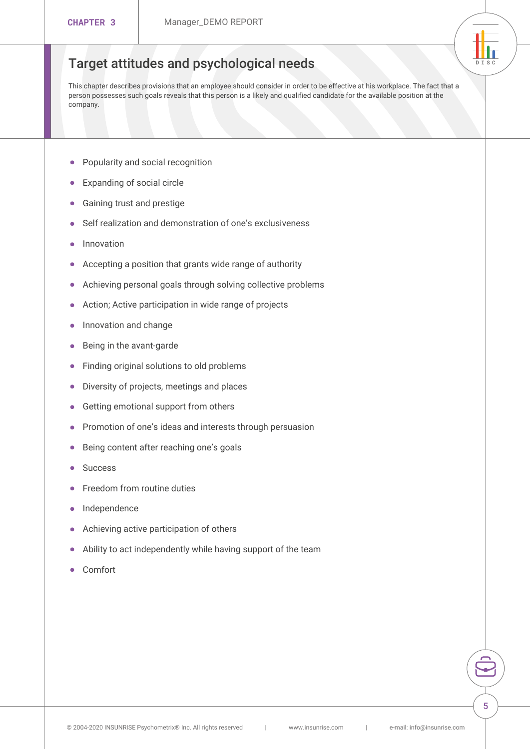## Target attitudes and psychological needs

This chapter describes provisions that an employee should consider in order to be effective at his workplace. The fact that a person possesses such goals reveals that this person is a likely and qualified candidate for the available position at the company.

- Popularity and social recognition
- Expanding of social circle
- Gaining trust and prestige
- Self realization and demonstration of one's exclusiveness
- Innovation
- Accepting a position that grants wide range of authority
- Achieving personal goals through solving collective problems
- Action; Active participation in wide range of projects
- Innovation and change
- Being in the avant-garde
- Finding original solutions to old problems
- Diversity of projects, meetings and places
- Getting emotional support from others
- Promotion of one's ideas and interests through persuasion
- Being content after reaching one's goals
- Success
- Freedom from routine duties
- Independence
- Achieving active participation of others
- Ability to act independently while having support of the team
- Comfort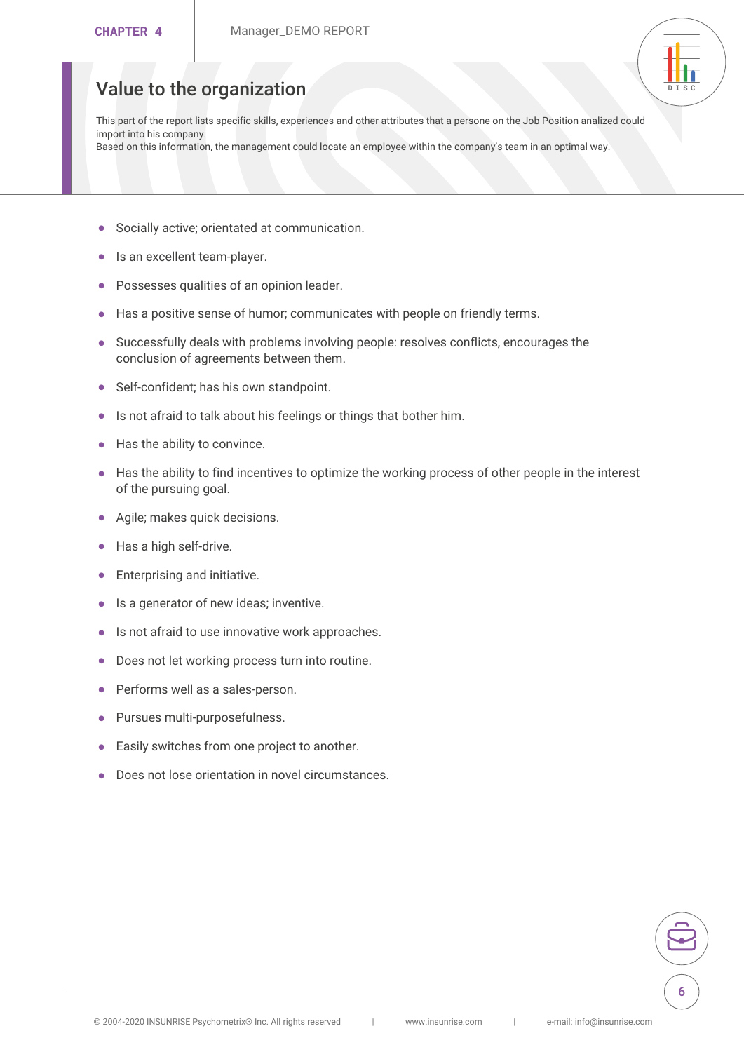## Value to the organization

This part of the report lists specific skills, experiences and other attributes that a persone on the Job Position analized could import into his company.
Based on this information, the management could locate an employee within the company's team in an optimal way.

- Socially active; orientated at communication.
- Is an excellent team-player.
- Possesses qualities of an opinion leader.
- Has a positive sense of humor; communicates with people on friendly terms.
- Successfully deals with problems involving people: resolves conflicts, encourages the conclusion of agreements between them.
- Self-confident; has his own standpoint.
- Is not afraid to talk about his feelings or things that bother him.
- Has the ability to convince.
- Has the ability to find incentives to optimize the working process of other people in the interest of the pursuing goal.
- Agile; makes quick decisions.
- Has a high self-drive.
- Enterprising and initiative.
- Is a generator of new ideas; inventive.
- Is not afraid to use innovative work approaches.
- Does not let working process turn into routine.
- Performs well as a sales-person.
- Pursues multi-purposefulness.
- Easily switches from one project to another.
- Does not lose orientation in novel circumstances.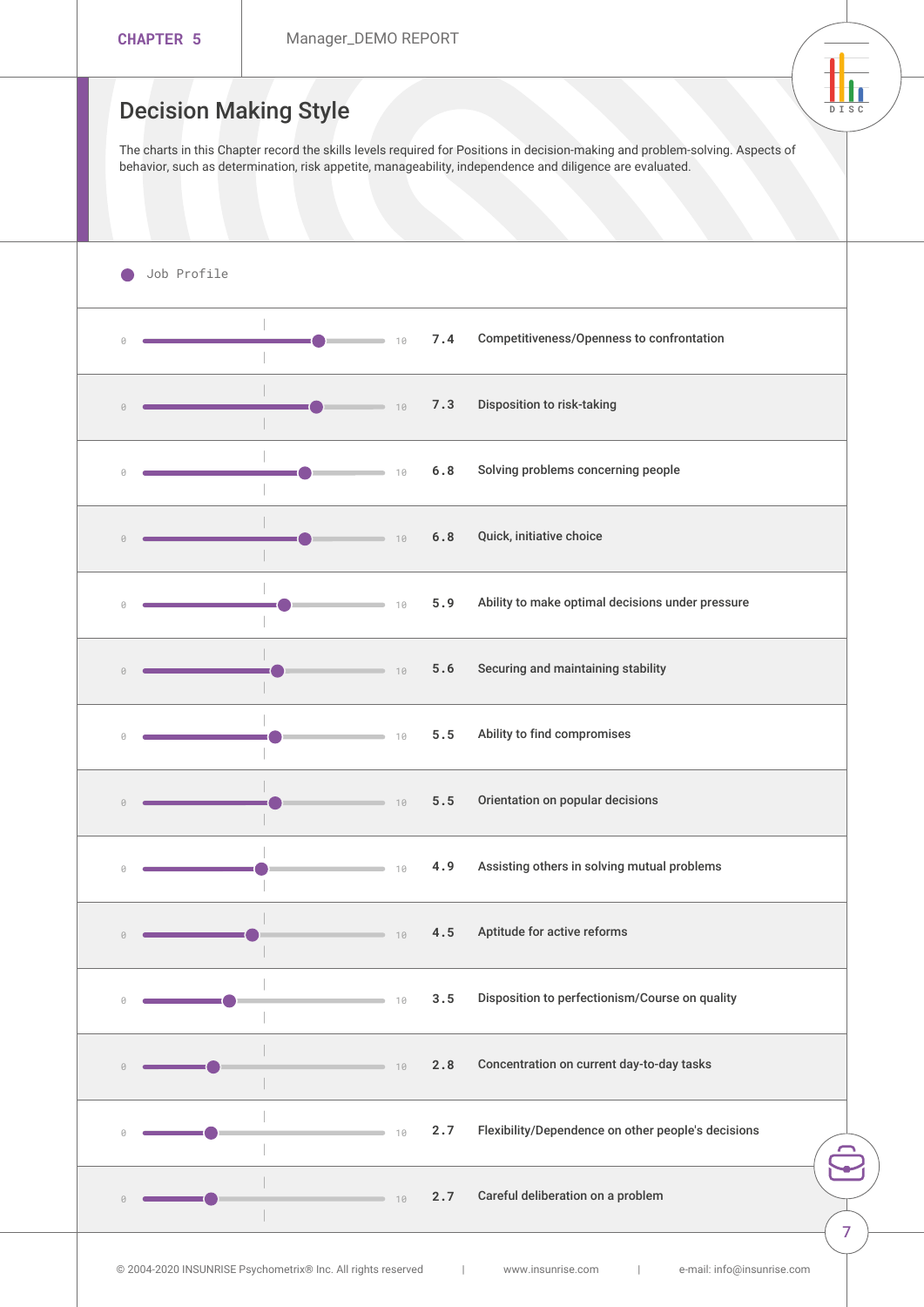# Decision Making Style

The charts in this Chapter record the skills levels required for Positions in decision-making and problem-solving. Aspects of behavior, such as determination, risk appetite, manageability, independence and diligence are evaluated.

● Job Profile

| Scale (0–10) | Score | Trait |
|---|---|---|
| 0 – 10 | 7.4 | Competitiveness/Openness to confrontation |
| 0 – 10 | 7.3 | Disposition to risk-taking |
| 0 – 10 | 6.8 | Solving problems concerning people |
| 0 – 10 | 6.8 | Quick, initiative choice |
| 0 – 10 | 5.9 | Ability to make optimal decisions under pressure |
| 0 – 10 | 5.6 | Securing and maintaining stability |
| 0 – 10 | 5.5 | Ability to find compromises |
| 0 – 10 | 5.5 | Orientation on popular decisions |
| 0 – 10 | 4.9 | Assisting others in solving mutual problems |
| 0 – 10 | 4.5 | Aptitude for active reforms |
| 0 – 10 | 3.5 | Disposition to perfectionism/Course on quality |
| 0 – 10 | 2.8 | Concentration on current day-to-day tasks |
| 0 – 10 | 2.7 | Flexibility/Dependence on other people's decisions |
| 0 – 10 | 2.7 | Careful deliberation on a problem |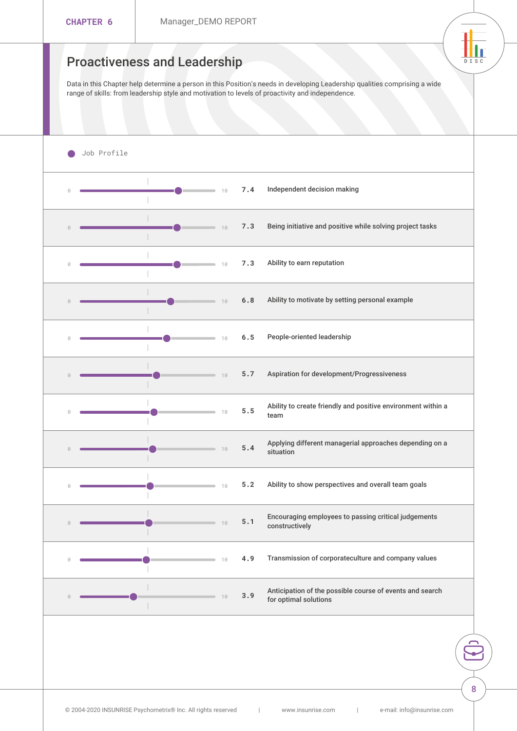## Proactiveness and Leadership

Data in this Chapter help determine a person in this Position's needs in developing Leadership qualities comprising a wide range of skills: from leadership style and motivation to levels of proactivity and independence.

● Job Profile

| Scale (0–10) | Score | Quality |
|---|---|---|
| 0 – 10 | 7.4 | Independent decision making |
| 0 – 10 | 7.3 | Being initiative and positive while solving project tasks |
| 0 – 10 | 7.3 | Ability to earn reputation |
| 0 – 10 | 6.8 | Ability to motivate by setting personal example |
| 0 – 10 | 6.5 | People-oriented leadership |
| 0 – 10 | 5.7 | Aspiration for development/Progressiveness |
| 0 – 10 | 5.5 | Ability to create friendly and positive environment within a team |
| 0 – 10 | 5.4 | Applying different managerial approaches depending on a situation |
| 0 – 10 | 5.2 | Ability to show perspectives and overall team goals |
| 0 – 10 | 5.1 | Encouraging employees to passing critical judgements constructively |
| 0 – 10 | 4.9 | Transmission of corporateculture and company values |
| 0 – 10 | 3.9 | Anticipation of the possible course of events and search for optimal solutions |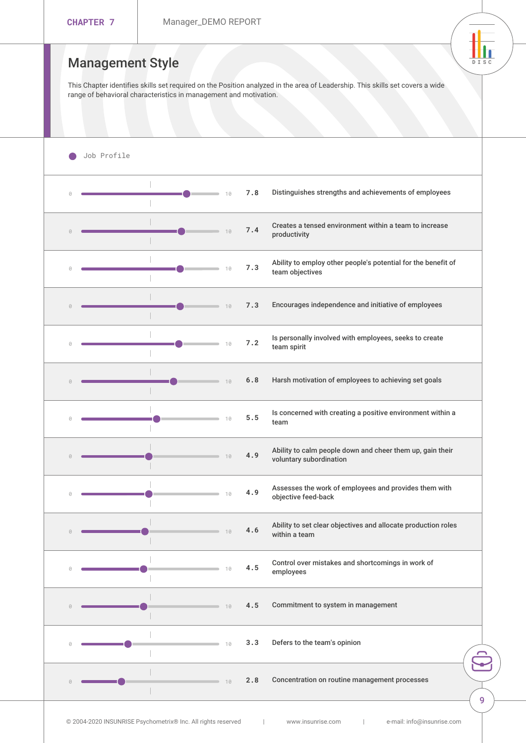# Management Style

This Chapter identifies skills set required on the Position analyzed in the area of Leadership. This skills set covers a wide range of behavioral characteristics in management and motivation.

● Job Profile

| Scale (0–10) | Score | Characteristic |
|---|---|---|
| 0 – 10 | 7.8 | Distinguishes strengths and achievements of employees |
| 0 – 10 | 7.4 | Creates a tensed environment within a team to increase productivity |
| 0 – 10 | 7.3 | Ability to employ other people's potential for the benefit of team objectives |
| 0 – 10 | 7.3 | Encourages independence and initiative of employees |
| 0 – 10 | 7.2 | Is personally involved with employees, seeks to create team spirit |
| 0 – 10 | 6.8 | Harsh motivation of employees to achieving set goals |
| 0 – 10 | 5.5 | Is concerned with creating a positive environment within a team |
| 0 – 10 | 4.9 | Ability to calm people down and cheer them up, gain their voluntary subordination |
| 0 – 10 | 4.9 | Assesses the work of employees and provides them with objective feed-back |
| 0 – 10 | 4.6 | Ability to set clear objectives and allocate production roles within a team |
| 0 – 10 | 4.5 | Control over mistakes and shortcomings in work of employees |
| 0 – 10 | 4.5 | Commitment to system in management |
| 0 – 10 | 3.3 | Defers to the team's opinion |
| 0 – 10 | 2.8 | Concentration on routine management processes |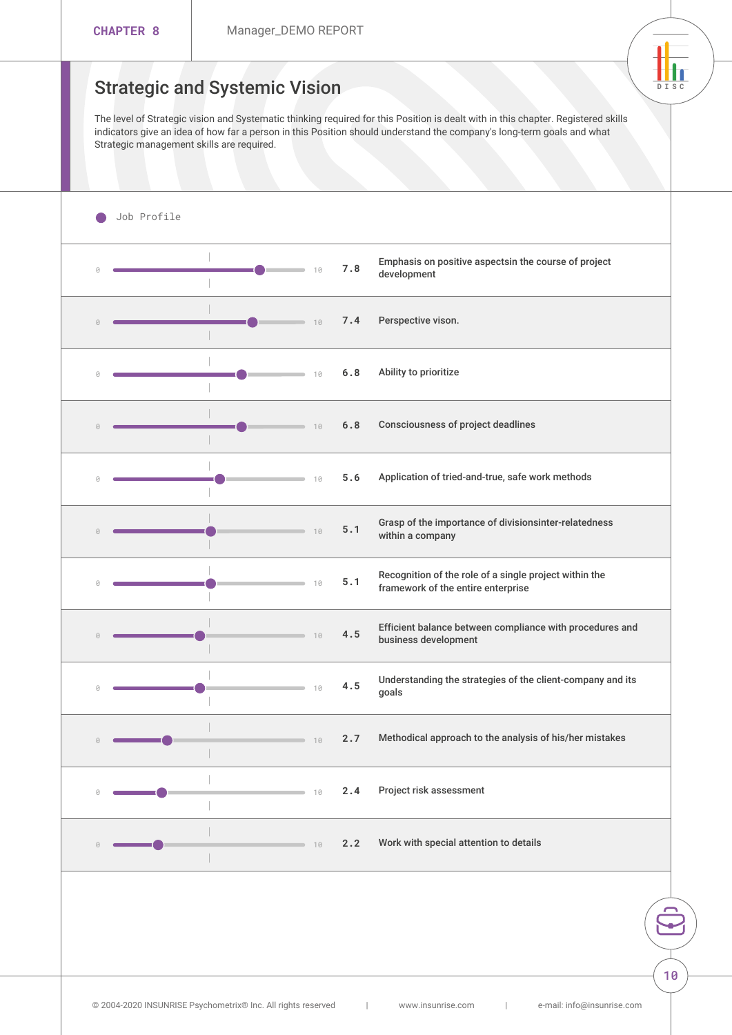## Strategic and Systemic Vision

The level of Strategic vision and Systematic thinking required for this Position is dealt with in this chapter. Registered skills indicators give an idea of how far a person in this Position should understand the company's long-term goals and what Strategic management skills are required.

● Job Profile

| Scale | Score | Indicator |
|---|---|---|
| 0 – 10 | 7.8 | Emphasis on positive aspectsin the course of project development |
| 0 – 10 | 7.4 | Perspective vison. |
| 0 – 10 | 6.8 | Ability to prioritize |
| 0 – 10 | 6.8 | Consciousness of project deadlines |
| 0 – 10 | 5.6 | Application of tried-and-true, safe work methods |
| 0 – 10 | 5.1 | Grasp of the importance of divisionsinter-relatedness within a company |
| 0 – 10 | 5.1 | Recognition of the role of a single project within the framework of the entire enterprise |
| 0 – 10 | 4.5 | Efficient balance between compliance with procedures and business development |
| 0 – 10 | 4.5 | Understanding the strategies of the client-company and its goals |
| 0 – 10 | 2.7 | Methodical approach to the analysis of his/her mistakes |
| 0 – 10 | 2.4 | Project risk assessment |
| 0 – 10 | 2.2 | Work with special attention to details |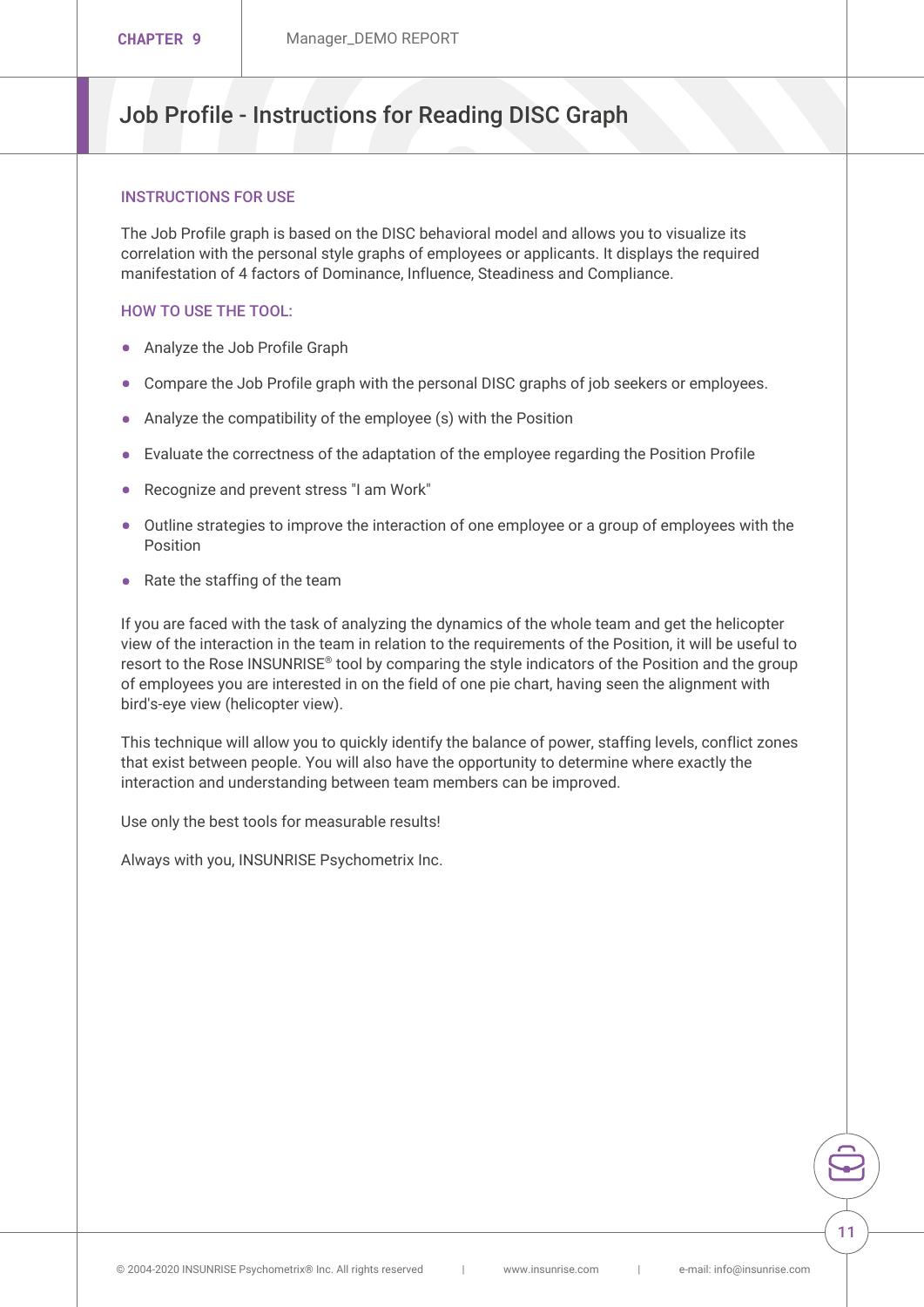# Job Profile - Instructions for Reading DISC Graph

## INSTRUCTIONS FOR USE

The Job Profile graph is based on the DISC behavioral model and allows you to visualize its correlation with the personal style graphs of employees or applicants. It displays the required manifestation of 4 factors of Dominance, Influence, Steadiness and Compliance.

## HOW TO USE THE TOOL:

- Analyze the Job Profile Graph
- Compare the Job Profile graph with the personal DISC graphs of job seekers or employees.
- Analyze the compatibility of the employee (s) with the Position
- Evaluate the correctness of the adaptation of the employee regarding the Position Profile
- Recognize and prevent stress "I am Work"
- Outline strategies to improve the interaction of one employee or a group of employees with the Position
- Rate the staffing of the team

If you are faced with the task of analyzing the dynamics of the whole team and get the helicopter view of the interaction in the team in relation to the requirements of the Position, it will be useful to resort to the Rose INSUNRISE® tool by comparing the style indicators of the Position and the group of employees you are interested in on the field of one pie chart, having seen the alignment with bird's-eye view (helicopter view).

This technique will allow you to quickly identify the balance of power, staffing levels, conflict zones that exist between people. You will also have the opportunity to determine where exactly the interaction and understanding between team members can be improved.

Use only the best tools for measurable results!

Always with you, INSUNRISE Psychometrix Inc.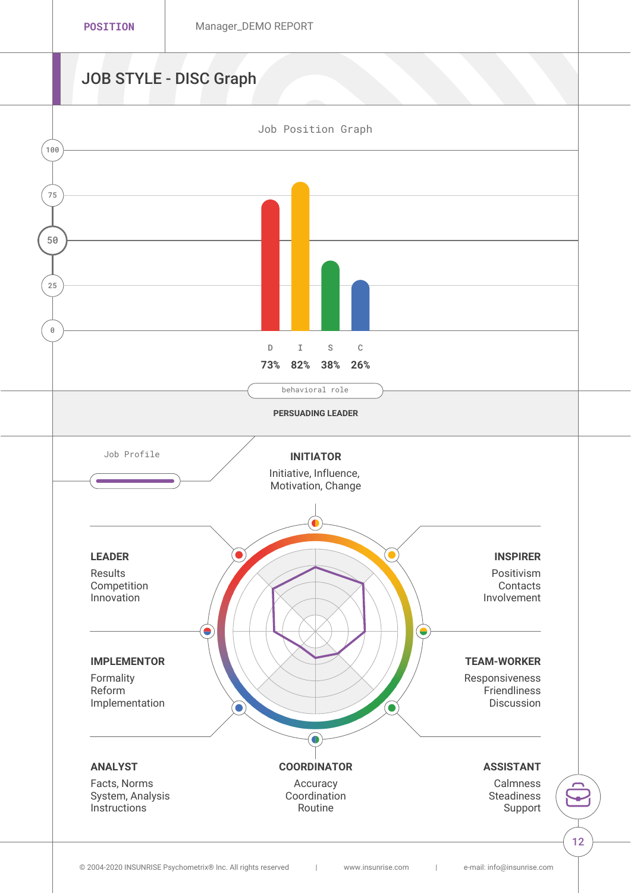**POSITION** Manager_DEMO REPORT

# JOB STYLE - DISC Graph

## Job Position Graph

| D | I | S | C |
|---|---|---|---|
| 73% | 82% | 38% | 26% |

behavioral role

**PERSUADING LEADER**

## Job Profile

**INITIATOR**
Initiative, Influence, Motivation, Change

**LEADER**
Results
Competition
Innovation

**INSPIRER**
Positivism
Contacts
Involvement

**IMPLEMENTOR**
Formality
Reform
Implementation

**TEAM-WORKER**
Responsiveness
Friendliness
Discussion

**ANALYST**
Facts, Norms
System, Analysis
Instructions

**COORDINATOR**
Accuracy
Coordination
Routine

**ASSISTANT**
Calmness
Steadiness
Support

© 2004-2020 INSUNRISE Psychometrix® Inc. All rights reserved | www.insunrise.com | e-mail: info@insunrise.com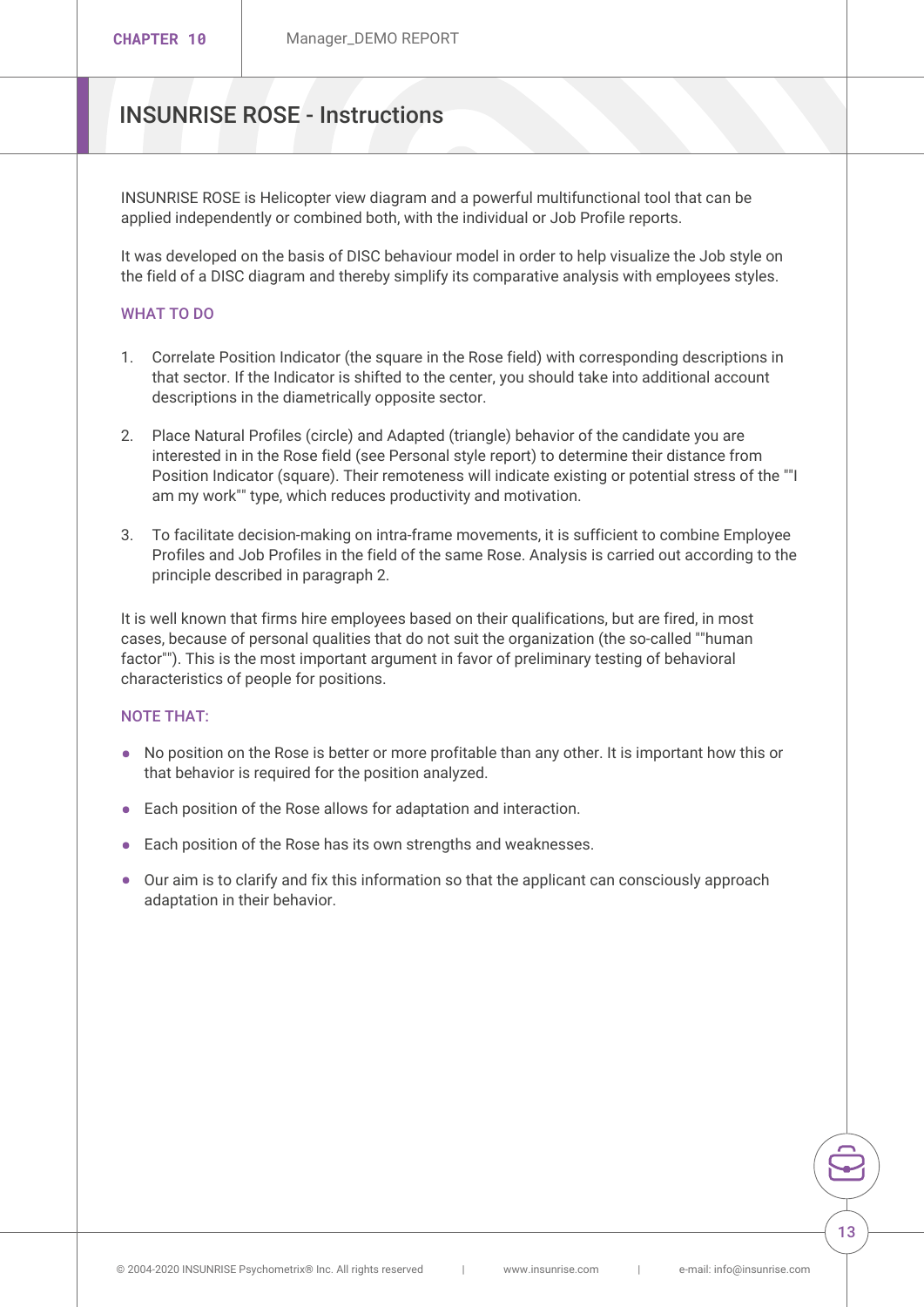# INSUNRISE ROSE - Instructions

INSUNRISE ROSE is Helicopter view diagram and a powerful multifunctional tool that can be applied independently or combined both, with the individual or Job Profile reports.

It was developed on the basis of DISC behaviour model in order to help visualize the Job style on the field of a DISC diagram and thereby simplify its comparative analysis with employees styles.

## WHAT TO DO

1. Correlate Position Indicator (the square in the Rose field) with corresponding descriptions in that sector. If the Indicator is shifted to the center, you should take into additional account descriptions in the diametrically opposite sector.
2. Place Natural Profiles (circle) and Adapted (triangle) behavior of the candidate you are interested in in the Rose field (see Personal style report) to determine their distance from Position Indicator (square). Their remoteness will indicate existing or potential stress of the ""I am my work"" type, which reduces productivity and motivation.
3. To facilitate decision-making on intra-frame movements, it is sufficient to combine Employee Profiles and Job Profiles in the field of the same Rose. Analysis is carried out according to the principle described in paragraph 2.

It is well known that firms hire employees based on their qualifications, but are fired, in most cases, because of personal qualities that do not suit the organization (the so-called ""human factor""). This is the most important argument in favor of preliminary testing of behavioral characteristics of people for positions.

## NOTE THAT:

- No position on the Rose is better or more profitable than any other. It is important how this or that behavior is required for the position analyzed.
- Each position of the Rose allows for adaptation and interaction.
- Each position of the Rose has its own strengths and weaknesses.
- Our aim is to clarify and fix this information so that the applicant can consciously approach adaptation in their behavior.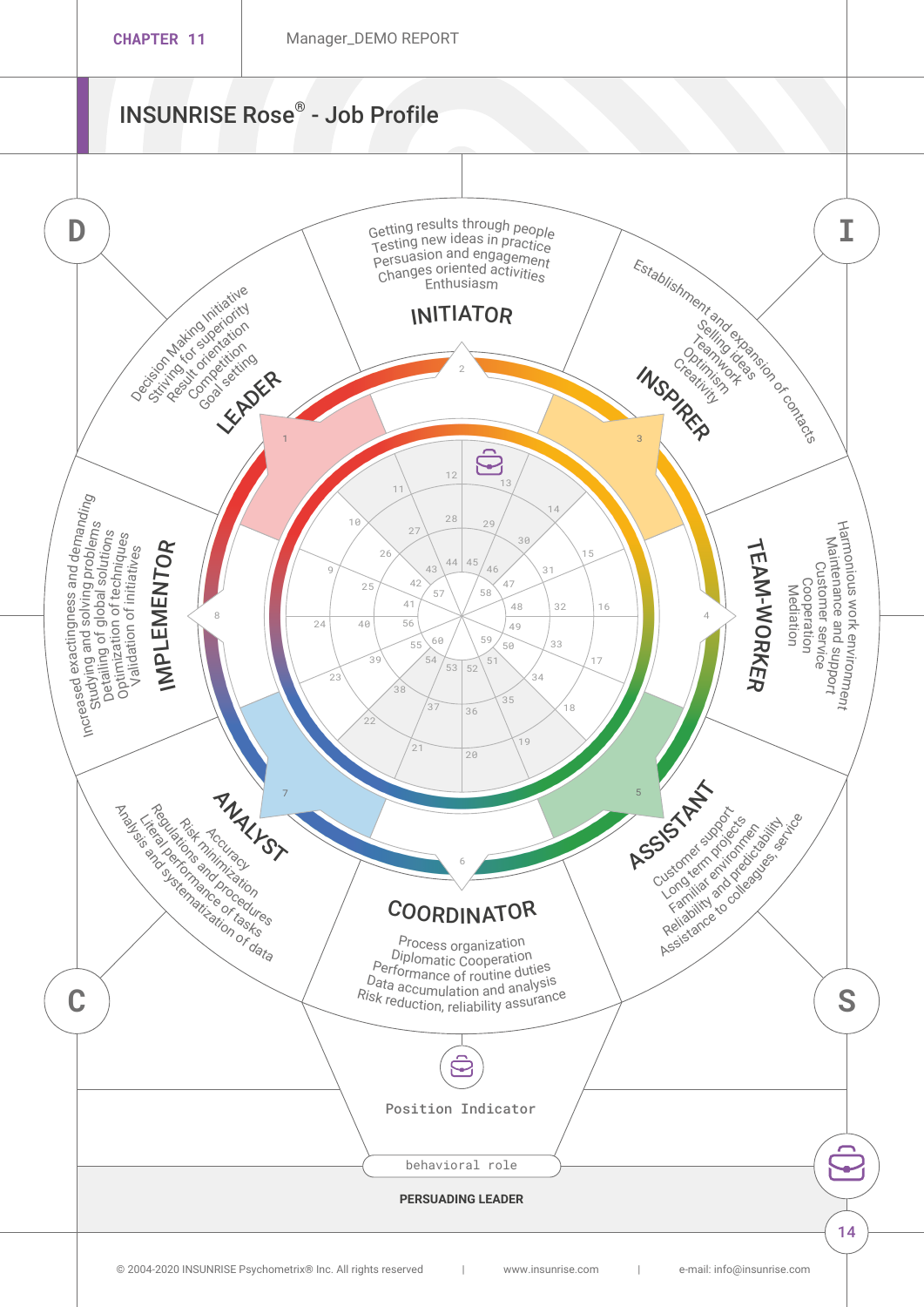## INSUNRISE Rose® - Job Profile

D

I

C

S

**INITIATOR**

Getting results through people
Testing new ideas in practice
Persuasion and engagement
Changes oriented activities
Enthusiasm

**INSPIRER**

Establishment and expansion of contacts
Selling ideas
Teamwork
Optimism
Creativity

**TEAM-WORKER**

Harmonious work environment
Maintenance and support
Customer service
Cooperation
Mediation

**ASSISTANT**

Customer support
Long term projects
Familiar environmen
Reliability and predictability
Assistance to colleagues, service

**COORDINATOR**

Process organization
Diplomatic Cooperation
Performance of routine duties
Data accumulation and analysis
Risk reduction, reliability assurance

**ANALYST**

Accuracy
Risk minimization
Regulations and procedures
Literal performance of tasks
Analysis and systematization of data

**IMPLEMENTOR**

Increased exactingness and demanding
Studying and solving problems
Detailing of global solutiques
Optimization of techniques
Validation of initiatives

**LEADER**

Decision Making Initiative
Striving for superiority
Result orientation
Competition
Goal setting

1 2 3 4 5 6 7 8 9 10 11 12 13 14 15 16 17 18 19 20 21 22 23 24 25 26 27 28 29 30 31 32 33 34 35 36 37 38 39 40 41 42 43 44 45 46 47 48 49 50 51 52 53 54 55 56 57 58 59 60

Position Indicator

behavioral role

**PERSUADING LEADER**

© 2004-2020 INSUNRISE Psychometrix® Inc. All rights reserved | www.insunrise.com | e-mail: info@insunrise.com